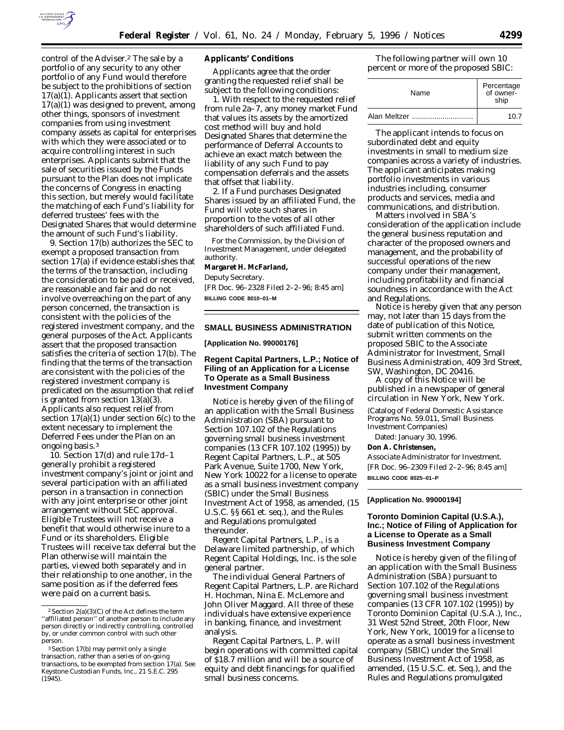control of the Adviser.[2] The sale by a portfolio of any security to any other portfolio of any Fund would therefore be subject to the prohibitions of section 17(a)(1). Applicants assert that section 17(a)(1) was designed to prevent, among other things, sponsors of investment companies from using investment company assets as capital for enterprises with which they were associated or to acquire controlling interest in such enterprises. Applicants submit that the sale of securities issued by the Funds pursuant to the Plan does not implicate the concerns of Congress in enacting this section, but merely would facilitate the matching of each Fund's liability for deferred trustees' fees with the Designated Shares that would determine the amount of such Fund's liability.

9. Section 17(b) authorizes the SEC to exempt a proposed transaction from section 17(a) if evidence establishes that the terms of the transaction, including the consideration to be paid or received, are reasonable and fair and do not involve overreaching on the part of any person concerned, the transaction is consistent with the policies of the registered investment company, and the general purposes of the Act. Applicants assert that the proposed transaction satisfies the criteria of section 17(b). The finding that the terms of the transaction are consistent with the policies of the registered investment company is predicated on the assumption that relief is granted from section 13(a)(3). Applicants also request relief from section 17(a)(1) under section 6(c) to the extent necessary to implement the Deferred Fees under the Plan on an ongoing basis.[3]

10. Section 17(d) and rule 17d–1 generally prohibit a registered investment company's joint or joint and several participation with an affiliated person in a transaction in connection with any joint enterprise or other joint arrangement without SEC approval. Eligible Trustees will not receive a benefit that would otherwise inure to a Fund or its shareholders. Eligible Trustees will receive tax deferral but the Plan otherwise will maintain the parties, viewed both separately and in their relationship to one another, in the same position as if the deferred fees were paid on a current basis.

[2] Section 2(a)(3)(C) of the Act defines the term "affiliated person" of another person to include any person directly or indirectly controlling, controlled by, or under common control with such other person.

[3] Section 17(b) may permit only a single transaction, rather than a series of on-going transactions, to be exempted from section 17(a). See Keystone Custodian Funds, Inc., 21 S.E.C. 295 (1945).

**Applicants' Conditions**

Applicants agree that the order granting the requested relief shall be subject to the following conditions:

1. With respect to the requested relief from rule 2a–7, any money market Fund that values its assets by the amortized cost method will buy and hold Designated Shares that determine the performance of Deferral Accounts to achieve an exact match between the liability of any such Fund to pay compensation deferrals and the assets that offset that liability.

2. If a Fund purchases Designated Shares issued by an affiliated Fund, the Fund will vote such shares in proportion to the votes of all other shareholders of such affiliated Fund.

For the Commission, by the Division of Investment Management, under delegated authority.

**Margaret H. McFarland,**

*Deputy Secretary.*

[FR Doc. 96–2328 Filed 2–2–96; 8:45 am]

**BILLING CODE 8010–01–M**

## SMALL BUSINESS ADMINISTRATION

**[Application No. 99000176]**

### Regent Capital Partners, L.P.; Notice of Filing of an Application for a License To Operate as a Small Business Investment Company

Notice is hereby given of the filing of an application with the Small Business Administration (SBA) pursuant to Section 107.102 of the Regulations governing small business investment companies (13 CFR 107.102 (1995)) by Regent Capital Partners, L.P., at 505 Park Avenue, Suite 1700, New York, New York 10022 for a license to operate as a small business investment company (SBIC) under the Small Business Investment Act of 1958, as amended, (15 U.S.C. §§ 661 et. seq.), and the Rules and Regulations promulgated thereunder.

Regent Capital Partners, L.P., is a Delaware limited partnership, of which Regent Capital Holdings, Inc. is the sole general partner.

The individual General Partners of Regent Capital Partners, L.P. are Richard H. Hochman, Nina E. McLemore and John Oliver Maggard. All three of these individuals have extensive experience in banking, finance, and investment analysis.

Regent Capital Partners, L. P. will begin operations with committed capital of $18.7 million and will be a source of equity and debt financings for qualified small business concerns.

The following partner will own 10 percent or more of the proposed SBIC:

| Name | Percentage of ownership |
|---|---|
| Alan Meltzer | 10.7 |

The applicant intends to focus on subordinated debt and equity investments in small to medium size companies across a variety of industries. The applicant anticipates making portfolio investments in various industries including, consumer products and services, media and communications, and distribution.

Matters involved in SBA's consideration of the application include the general business reputation and character of the proposed owners and management, and the probability of successful operations of the new company under their management, including profitability and financial soundness in accordance with the Act and Regulations.

Notice is hereby given that any person may, not later than 15 days from the date of publication of this Notice, submit written comments on the proposed SBIC to the Associate Administrator for Investment, Small Business Administration, 409 3rd Street, SW, Washington, DC 20416.

A copy of this Notice will be published in a newspaper of general circulation in New York, New York.

(Catalog of Federal Domestic Assistance Programs No. 59.011, Small Business Investment Companies)

Dated: January 30, 1996.

**Don A. Christensen,**

*Associate Administrator for Investment.*

[FR Doc. 96–2309 Filed 2–2–96; 8:45 am]

**BILLING CODE 8025–01–P**

**[Application No. 99000194]**

### Toronto Dominion Capital (U.S.A.), Inc.; Notice of Filing of Application for a License to Operate as a Small Business Investment Company

Notice is hereby given of the filing of an application with the Small Business Administration (SBA) pursuant to Section 107.102 of the Regulations governing small business investment companies (13 CFR 107.102 (1995)) by Toronto Dominion Capital (U.S.A.), Inc., 31 West 52nd Street, 20th Floor, New York, New York, 10019 for a license to operate as a small business investment company (SBIC) under the Small Business Investment Act of 1958, as amended, (15 U.S.C. et. Seq.), and the Rules and Regulations promulgated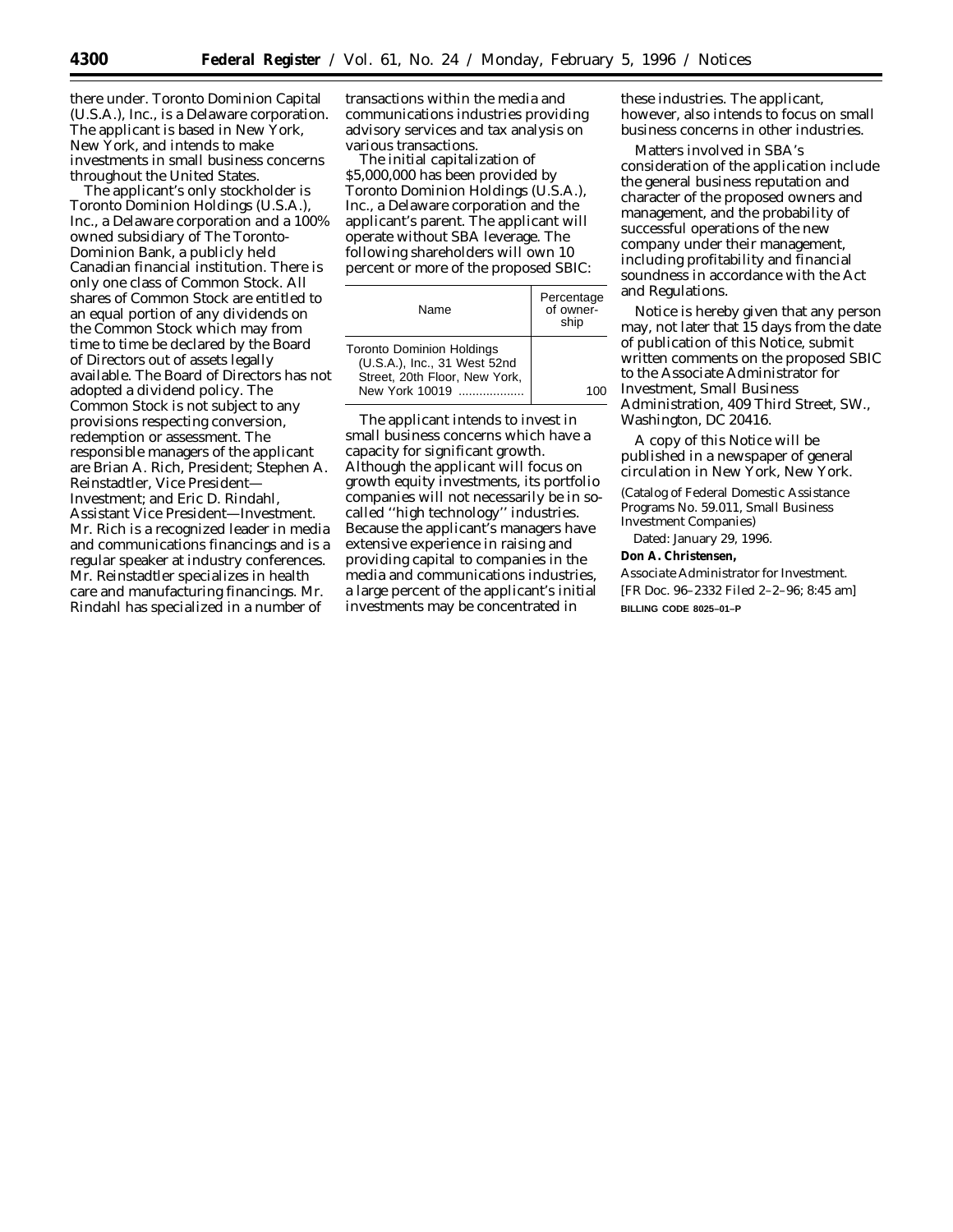there under. Toronto Dominion Capital (U.S.A.), Inc., is a Delaware corporation. The applicant is based in New York, New York, and intends to make investments in small business concerns throughout the United States.

The applicant's only stockholder is Toronto Dominion Holdings (U.S.A.), Inc., a Delaware corporation and a 100% owned subsidiary of The Toronto-Dominion Bank, a publicly held Canadian financial institution. There is only one class of Common Stock. All shares of Common Stock are entitled to an equal portion of any dividends on the Common Stock which may from time to time be declared by the Board of Directors out of assets legally available. The Board of Directors has not adopted a dividend policy. The Common Stock is not subject to any provisions respecting conversion, redemption or assessment. The responsible managers of the applicant are Brian A. Rich, President; Stephen A. Reinstadtler, Vice President—Investment; and Eric D. Rindahl, Assistant Vice President—Investment. Mr. Rich is a recognized leader in media and communications financings and is a regular speaker at industry conferences. Mr. Reinstadtler specializes in health care and manufacturing financings. Mr. Rindahl has specialized in a number of transactions within the media and communications industries providing advisory services and tax analysis on various transactions.

The initial capitalization of $5,000,000 has been provided by Toronto Dominion Holdings (U.S.A.), Inc., a Delaware corporation and the applicant's parent. The applicant will operate without SBA leverage. The following shareholders will own 10 percent or more of the proposed SBIC:

| Name | Percentage of ownership |
|---|---|
| Toronto Dominion Holdings (U.S.A.), Inc., 31 West 52nd Street, 20th Floor, New York, New York 10019 | 100 |

The applicant intends to invest in small business concerns which have a capacity for significant growth. Although the applicant will focus on growth equity investments, its portfolio companies will not necessarily be in so-called "high technology" industries. Because the applicant's managers have extensive experience in raising and providing capital to companies in the media and communications industries, a large percent of the applicant's initial investments may be concentrated in these industries. The applicant, however, also intends to focus on small business concerns in other industries.

Matters involved in SBA's consideration of the application include the general business reputation and character of the proposed owners and management, and the probability of successful operations of the new company under their management, including profitability and financial soundness in accordance with the Act and Regulations.

Notice is hereby given that any person may, not later that 15 days from the date of publication of this Notice, submit written comments on the proposed SBIC to the Associate Administrator for Investment, Small Business Administration, 409 Third Street, SW., Washington, DC 20416.

A copy of this Notice will be published in a newspaper of general circulation in New York, New York.

(Catalog of Federal Domestic Assistance Programs No. 59.011, Small Business Investment Companies)

Dated: January 29, 1996.

**Don A. Christensen,**

*Associate Administrator for Investment.*

[FR Doc. 96–2332 Filed 2–2–96; 8:45 am]

BILLING CODE 8025–01–P